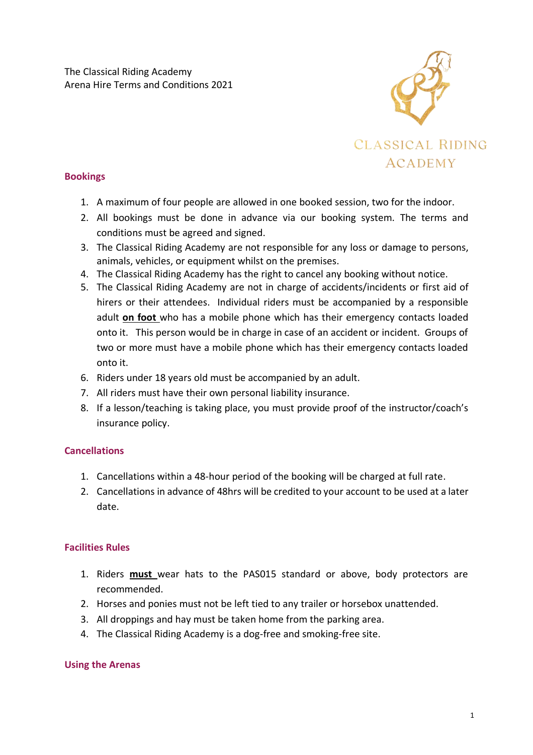The Classical Riding Academy
Arena Hire Terms and Conditions 2021

CLASSICAL RIDING ACADEMY

## Bookings

1. A maximum of four people are allowed in one booked session, two for the indoor.
2. All bookings must be done in advance via our booking system. The terms and conditions must be agreed and signed.
3. The Classical Riding Academy are not responsible for any loss or damage to persons, animals, vehicles, or equipment whilst on the premises.
4. The Classical Riding Academy has the right to cancel any booking without notice.
5. The Classical Riding Academy are not in charge of accidents/incidents or first aid of hirers or their attendees. Individual riders must be accompanied by a responsible adult **on foot** who has a mobile phone which has their emergency contacts loaded onto it. This person would be in charge in case of an accident or incident. Groups of two or more must have a mobile phone which has their emergency contacts loaded onto it.
6. Riders under 18 years old must be accompanied by an adult.
7. All riders must have their own personal liability insurance.
8. If a lesson/teaching is taking place, you must provide proof of the instructor/coach's insurance policy.

## Cancellations

1. Cancellations within a 48-hour period of the booking will be charged at full rate.
2. Cancellations in advance of 48hrs will be credited to your account to be used at a later date.

## Facilities Rules

1. Riders **must** wear hats to the PAS015 standard or above, body protectors are recommended.
2. Horses and ponies must not be left tied to any trailer or horsebox unattended.
3. All droppings and hay must be taken home from the parking area.
4. The Classical Riding Academy is a dog-free and smoking-free site.

## Using the Arenas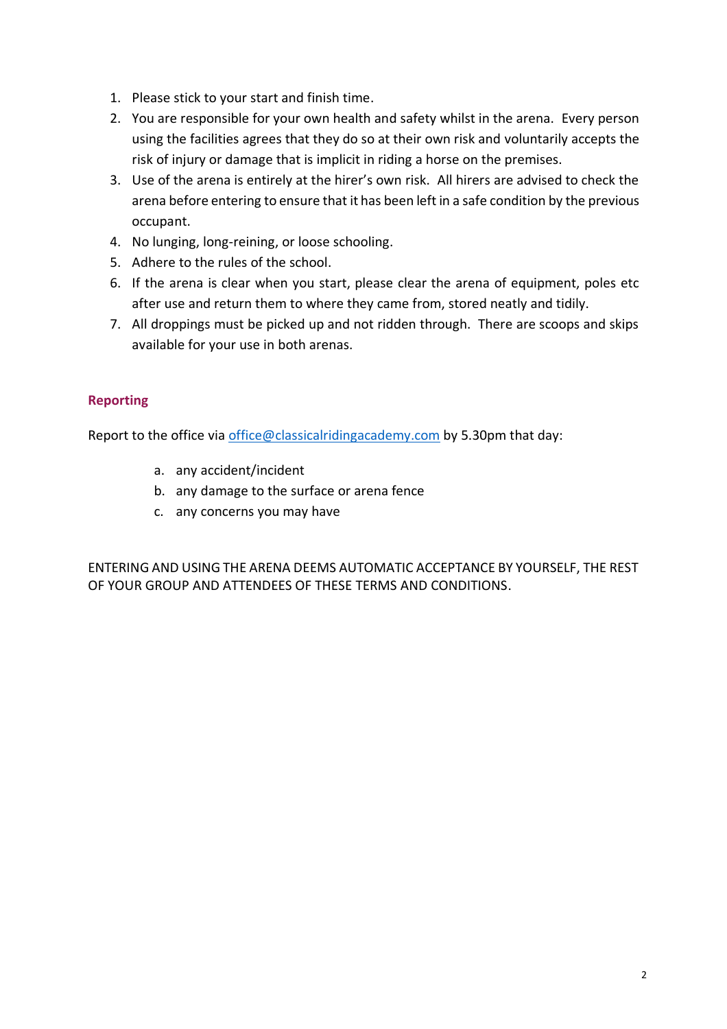1. Please stick to your start and finish time.
2. You are responsible for your own health and safety whilst in the arena. Every person using the facilities agrees that they do so at their own risk and voluntarily accepts the risk of injury or damage that is implicit in riding a horse on the premises.
3. Use of the arena is entirely at the hirer's own risk. All hirers are advised to check the arena before entering to ensure that it has been left in a safe condition by the previous occupant.
4. No lunging, long-reining, or loose schooling.
5. Adhere to the rules of the school.
6. If the arena is clear when you start, please clear the arena of equipment, poles etc after use and return them to where they came from, stored neatly and tidily.
7. All droppings must be picked up and not ridden through. There are scoops and skips available for your use in both arenas.

## Reporting

Report to the office via office@classicalridingacademy.com by 5.30pm that day:

a. any accident/incident
b. any damage to the surface or arena fence
c. any concerns you may have

ENTERING AND USING THE ARENA DEEMS AUTOMATIC ACCEPTANCE BY YOURSELF, THE REST OF YOUR GROUP AND ATTENDEES OF THESE TERMS AND CONDITIONS.